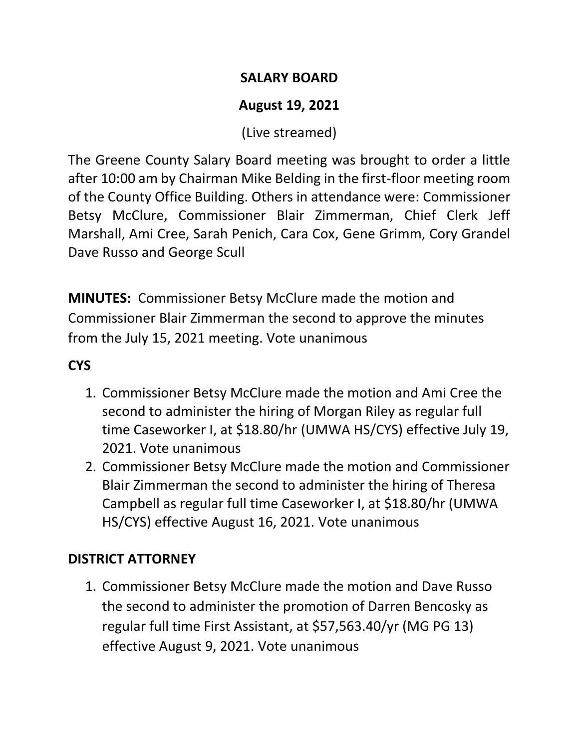# SALARY BOARD

## August 19, 2021

(Live streamed)

The Greene County Salary Board meeting was brought to order a little after 10:00 am by Chairman Mike Belding in the first-floor meeting room of the County Office Building. Others in attendance were: Commissioner Betsy McClure, Commissioner Blair Zimmerman, Chief Clerk Jeff Marshall, Ami Cree, Sarah Penich, Cara Cox, Gene Grimm, Cory Grandel Dave Russo and George Scull

**MINUTES:** Commissioner Betsy McClure made the motion and Commissioner Blair Zimmerman the second to approve the minutes from the July 15, 2021 meeting. Vote unanimous

**CYS**

1. Commissioner Betsy McClure made the motion and Ami Cree the second to administer the hiring of Morgan Riley as regular full time Caseworker I, at $18.80/hr (UMWA HS/CYS) effective July 19, 2021. Vote unanimous
2. Commissioner Betsy McClure made the motion and Commissioner Blair Zimmerman the second to administer the hiring of Theresa Campbell as regular full time Caseworker I, at $18.80/hr (UMWA HS/CYS) effective August 16, 2021. Vote unanimous

**DISTRICT ATTORNEY**

1. Commissioner Betsy McClure made the motion and Dave Russo the second to administer the promotion of Darren Bencosky as regular full time First Assistant, at $57,563.40/yr (MG PG 13) effective August 9, 2021. Vote unanimous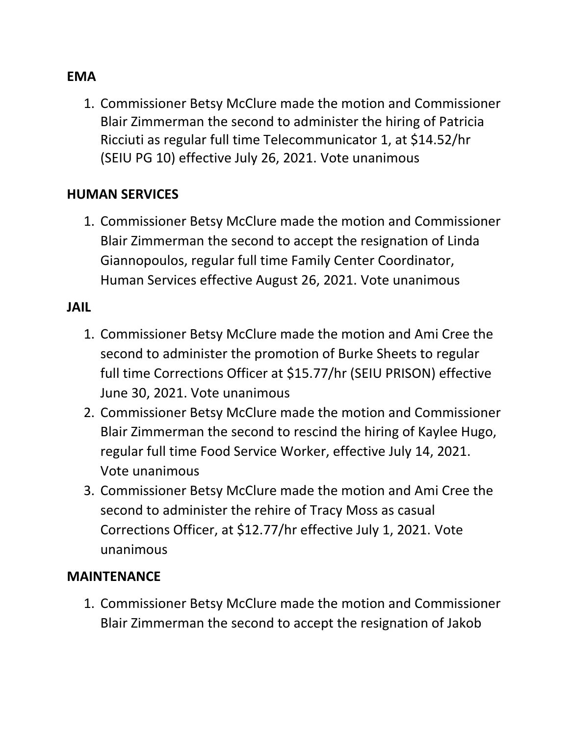**EMA**

1. Commissioner Betsy McClure made the motion and Commissioner Blair Zimmerman the second to administer the hiring of Patricia Ricciuti as regular full time Telecommunicator 1, at $14.52/hr (SEIU PG 10) effective July 26, 2021. Vote unanimous

**HUMAN SERVICES**

1. Commissioner Betsy McClure made the motion and Commissioner Blair Zimmerman the second to accept the resignation of Linda Giannopoulos, regular full time Family Center Coordinator, Human Services effective August 26, 2021. Vote unanimous

**JAIL**

1. Commissioner Betsy McClure made the motion and Ami Cree the second to administer the promotion of Burke Sheets to regular full time Corrections Officer at $15.77/hr (SEIU PRISON) effective June 30, 2021. Vote unanimous
2. Commissioner Betsy McClure made the motion and Commissioner Blair Zimmerman the second to rescind the hiring of Kaylee Hugo, regular full time Food Service Worker, effective July 14, 2021. Vote unanimous
3. Commissioner Betsy McClure made the motion and Ami Cree the second to administer the rehire of Tracy Moss as casual Corrections Officer, at $12.77/hr effective July 1, 2021. Vote unanimous

**MAINTENANCE**

1. Commissioner Betsy McClure made the motion and Commissioner Blair Zimmerman the second to accept the resignation of Jakob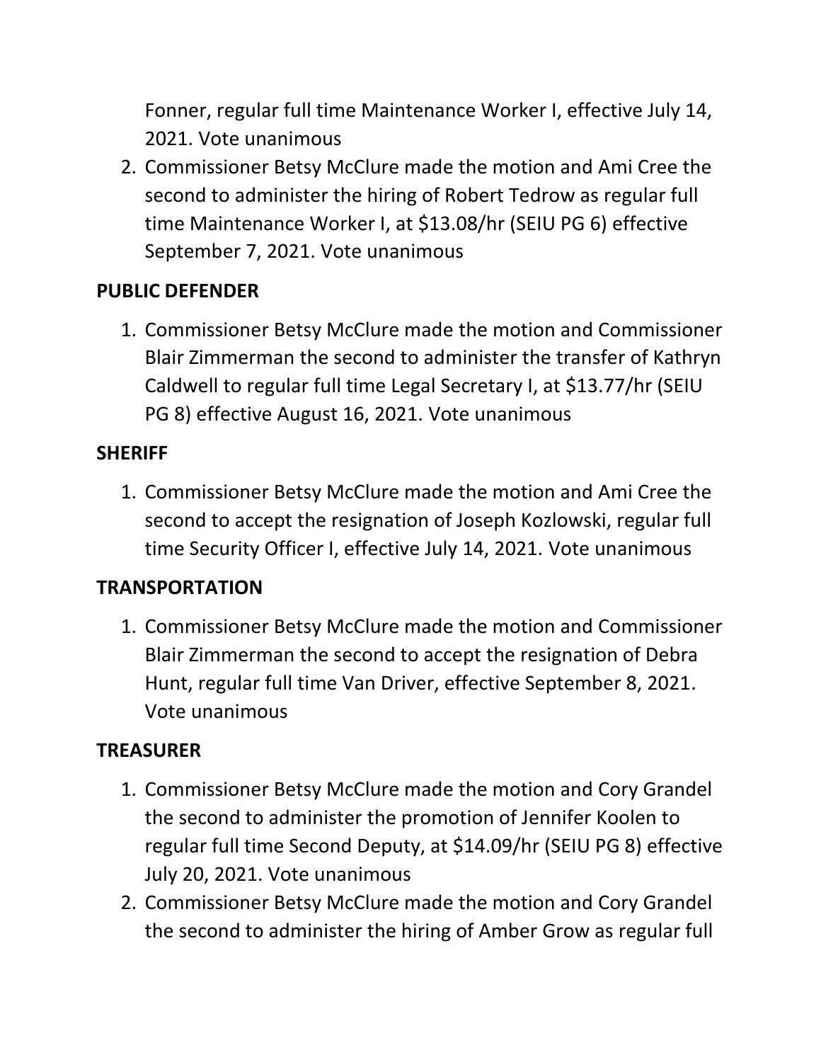Fonner, regular full time Maintenance Worker I, effective July 14, 2021. Vote unanimous

2. Commissioner Betsy McClure made the motion and Ami Cree the second to administer the hiring of Robert Tedrow as regular full time Maintenance Worker I, at $13.08/hr (SEIU PG 6) effective September 7, 2021. Vote unanimous

**PUBLIC DEFENDER**

1. Commissioner Betsy McClure made the motion and Commissioner Blair Zimmerman the second to administer the transfer of Kathryn Caldwell to regular full time Legal Secretary I, at $13.77/hr (SEIU PG 8) effective August 16, 2021. Vote unanimous

**SHERIFF**

1. Commissioner Betsy McClure made the motion and Ami Cree the second to accept the resignation of Joseph Kozlowski, regular full time Security Officer I, effective July 14, 2021. Vote unanimous

**TRANSPORTATION**

1. Commissioner Betsy McClure made the motion and Commissioner Blair Zimmerman the second to accept the resignation of Debra Hunt, regular full time Van Driver, effective September 8, 2021. Vote unanimous

**TREASURER**

1. Commissioner Betsy McClure made the motion and Cory Grandel the second to administer the promotion of Jennifer Koolen to regular full time Second Deputy, at $14.09/hr (SEIU PG 8) effective July 20, 2021. Vote unanimous
2. Commissioner Betsy McClure made the motion and Cory Grandel the second to administer the hiring of Amber Grow as regular full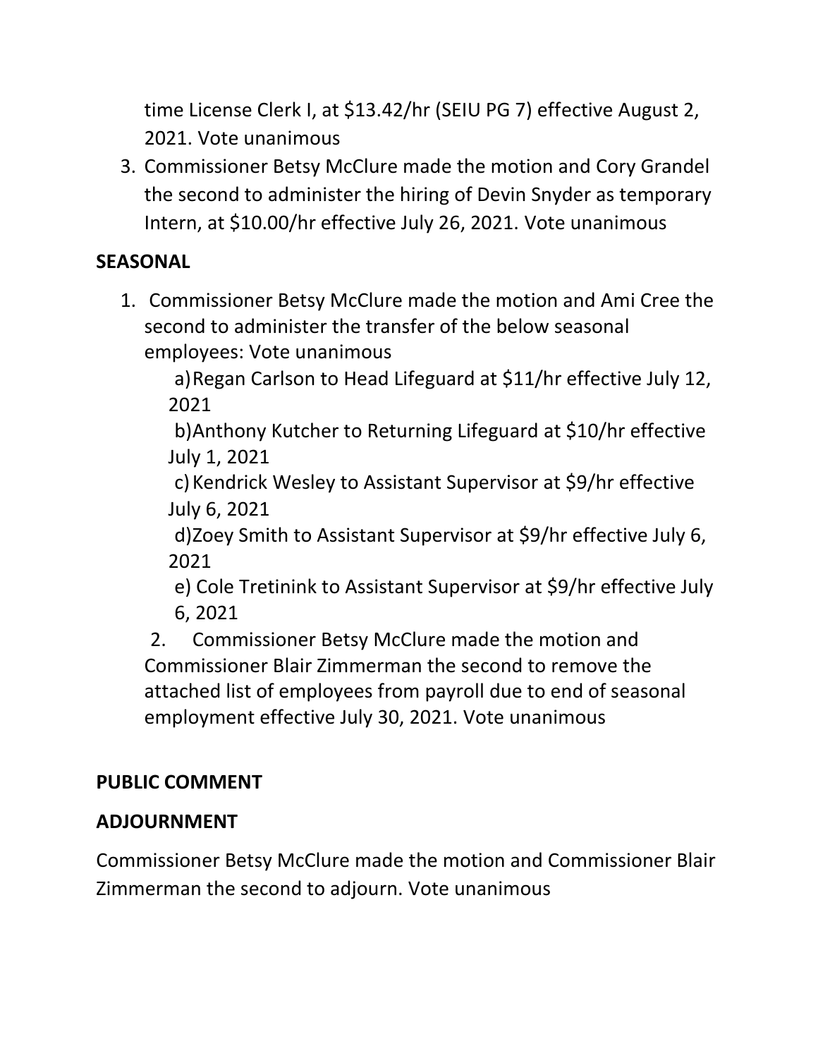time License Clerk I, at $13.42/hr (SEIU PG 7) effective August 2, 2021. Vote unanimous

3. Commissioner Betsy McClure made the motion and Cory Grandel the second to administer the hiring of Devin Snyder as temporary Intern, at $10.00/hr effective July 26, 2021. Vote unanimous

**SEASONAL**

1. Commissioner Betsy McClure made the motion and Ami Cree the second to administer the transfer of the below seasonal employees: Vote unanimous
   a) Regan Carlson to Head Lifeguard at $11/hr effective July 12, 2021
   b) Anthony Kutcher to Returning Lifeguard at $10/hr effective July 1, 2021
   c) Kendrick Wesley to Assistant Supervisor at $9/hr effective July 6, 2021
   d) Zoey Smith to Assistant Supervisor at $9/hr effective July 6, 2021
   e) Cole Tretinink to Assistant Supervisor at $9/hr effective July 6, 2021
2. Commissioner Betsy McClure made the motion and Commissioner Blair Zimmerman the second to remove the attached list of employees from payroll due to end of seasonal employment effective July 30, 2021. Vote unanimous

**PUBLIC COMMENT**

**ADJOURNMENT**

Commissioner Betsy McClure made the motion and Commissioner Blair Zimmerman the second to adjourn. Vote unanimous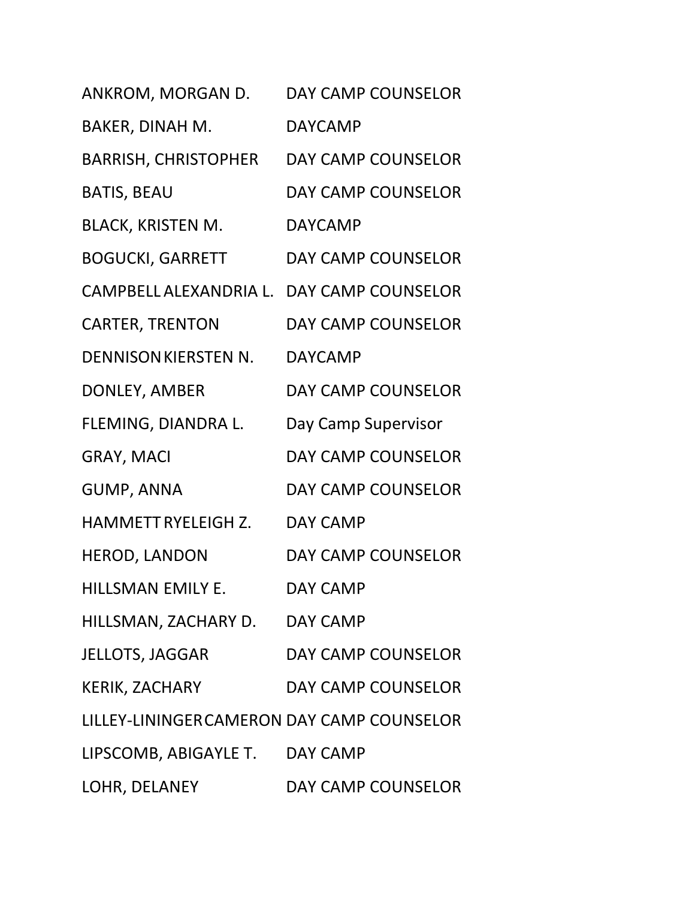| | |
|---|---|
| ANKROM, MORGAN D. | DAY CAMP COUNSELOR |
| BAKER, DINAH M. | DAYCAMP |
| BARRISH, CHRISTOPHER | DAY CAMP COUNSELOR |
| BATIS, BEAU | DAY CAMP COUNSELOR |
| BLACK, KRISTEN M. | DAYCAMP |
| BOGUCKI, GARRETT | DAY CAMP COUNSELOR |
| CAMPBELL ALEXANDRIA L. | DAY CAMP COUNSELOR |
| CARTER, TRENTON | DAY CAMP COUNSELOR |
| DENNISON KIERSTEN N. | DAYCAMP |
| DONLEY, AMBER | DAY CAMP COUNSELOR |
| FLEMING, DIANDRA L. | Day Camp Supervisor |
| GRAY, MACI | DAY CAMP COUNSELOR |
| GUMP, ANNA | DAY CAMP COUNSELOR |
| HAMMETT RYELEIGH Z. | DAY CAMP |
| HEROD, LANDON | DAY CAMP COUNSELOR |
| HILLSMAN EMILY E. | DAY CAMP |
| HILLSMAN, ZACHARY D. | DAY CAMP |
| JELLOTS, JAGGAR | DAY CAMP COUNSELOR |
| KERIK, ZACHARY | DAY CAMP COUNSELOR |
| LILLEY-LININGER CAMERON | DAY CAMP COUNSELOR |
| LIPSCOMB, ABIGAYLE T. | DAY CAMP |
| LOHR, DELANEY | DAY CAMP COUNSELOR |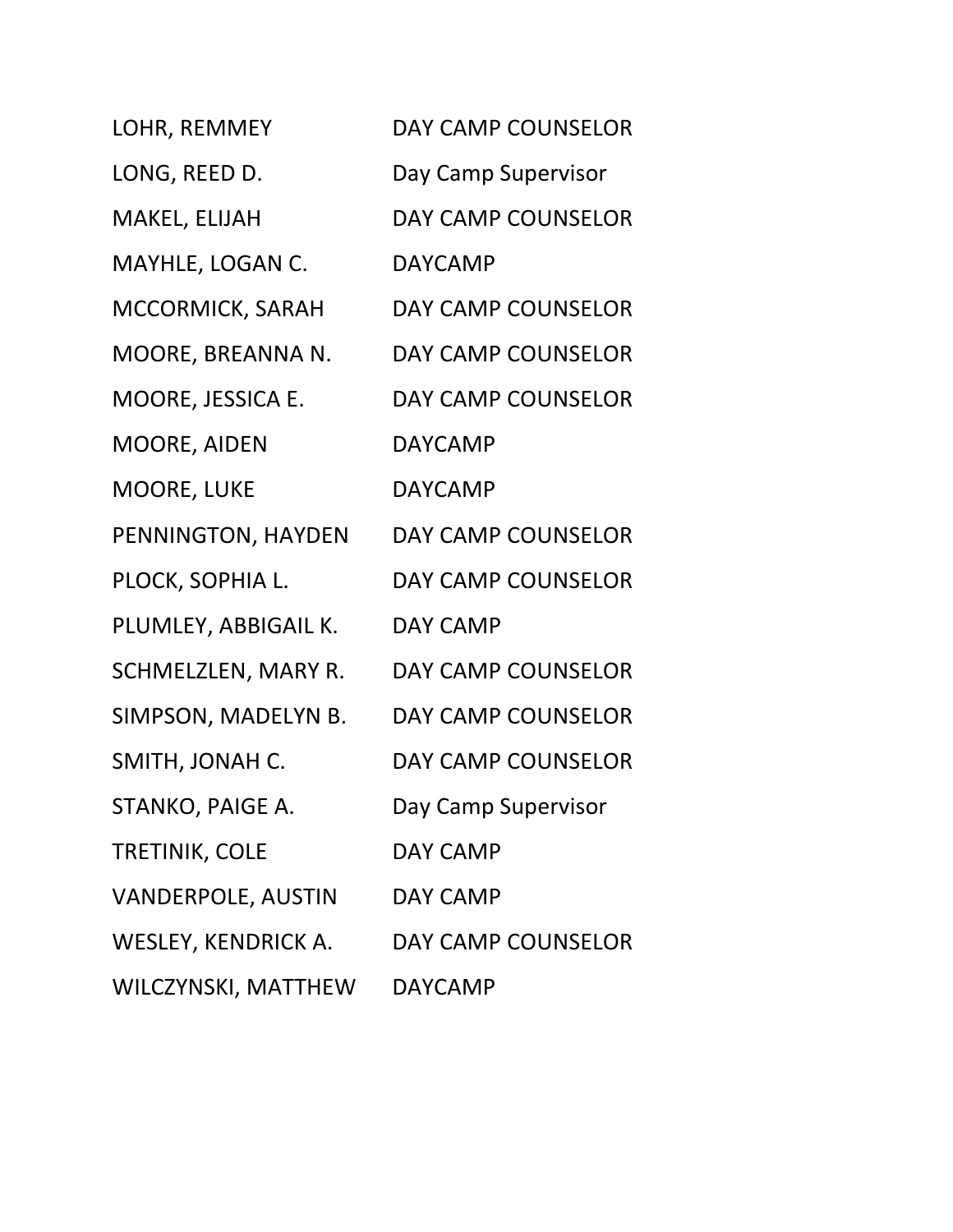| | |
|---|---|
| LOHR, REMMEY | DAY CAMP COUNSELOR |
| LONG, REED D. | Day Camp Supervisor |
| MAKEL, ELIJAH | DAY CAMP COUNSELOR |
| MAYHLE, LOGAN C. | DAYCAMP |
| MCCORMICK, SARAH | DAY CAMP COUNSELOR |
| MOORE, BREANNA N. | DAY CAMP COUNSELOR |
| MOORE, JESSICA E. | DAY CAMP COUNSELOR |
| MOORE, AIDEN | DAYCAMP |
| MOORE, LUKE | DAYCAMP |
| PENNINGTON, HAYDEN | DAY CAMP COUNSELOR |
| PLOCK, SOPHIA L. | DAY CAMP COUNSELOR |
| PLUMLEY, ABBIGAIL K. | DAY CAMP |
| SCHMELZLEN, MARY R. | DAY CAMP COUNSELOR |
| SIMPSON, MADELYN B. | DAY CAMP COUNSELOR |
| SMITH, JONAH C. | DAY CAMP COUNSELOR |
| STANKO, PAIGE A. | Day Camp Supervisor |
| TRETINIK, COLE | DAY CAMP |
| VANDERPOLE, AUSTIN | DAY CAMP |
| WESLEY, KENDRICK A. | DAY CAMP COUNSELOR |
| WILCZYNSKI, MATTHEW | DAYCAMP |